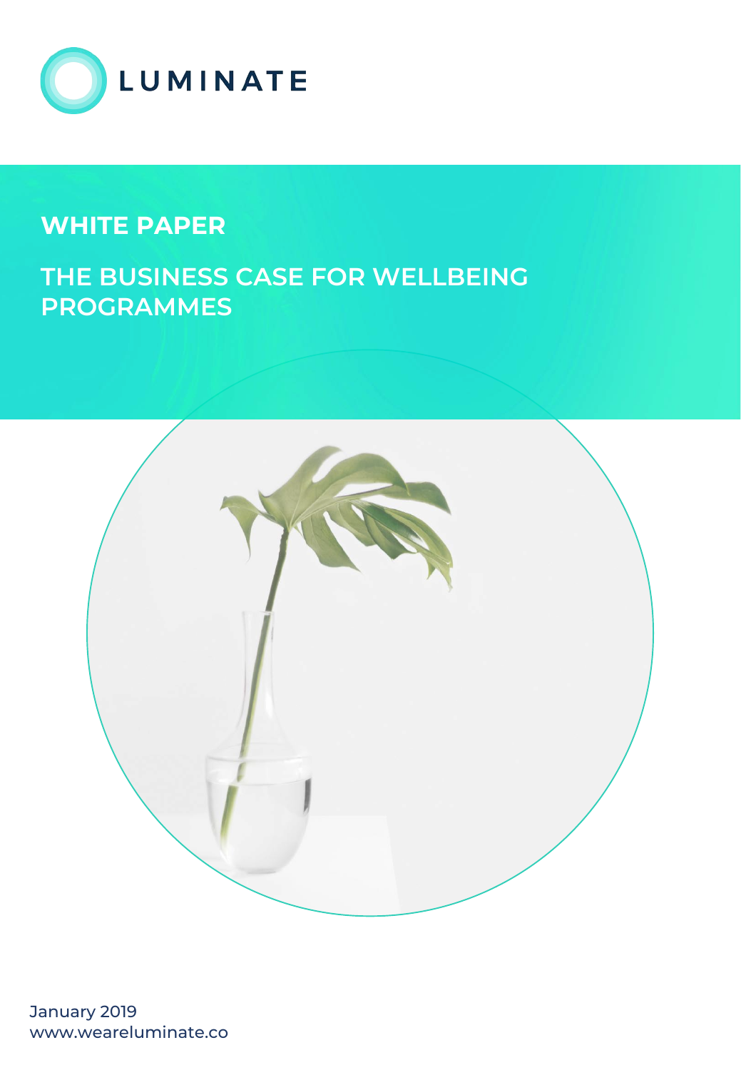LUMINATE

**WHITE PAPER**

# THE BUSINESS CASE FOR WELLBEING PROGRAMMES

January 2019
www.weareluminate.co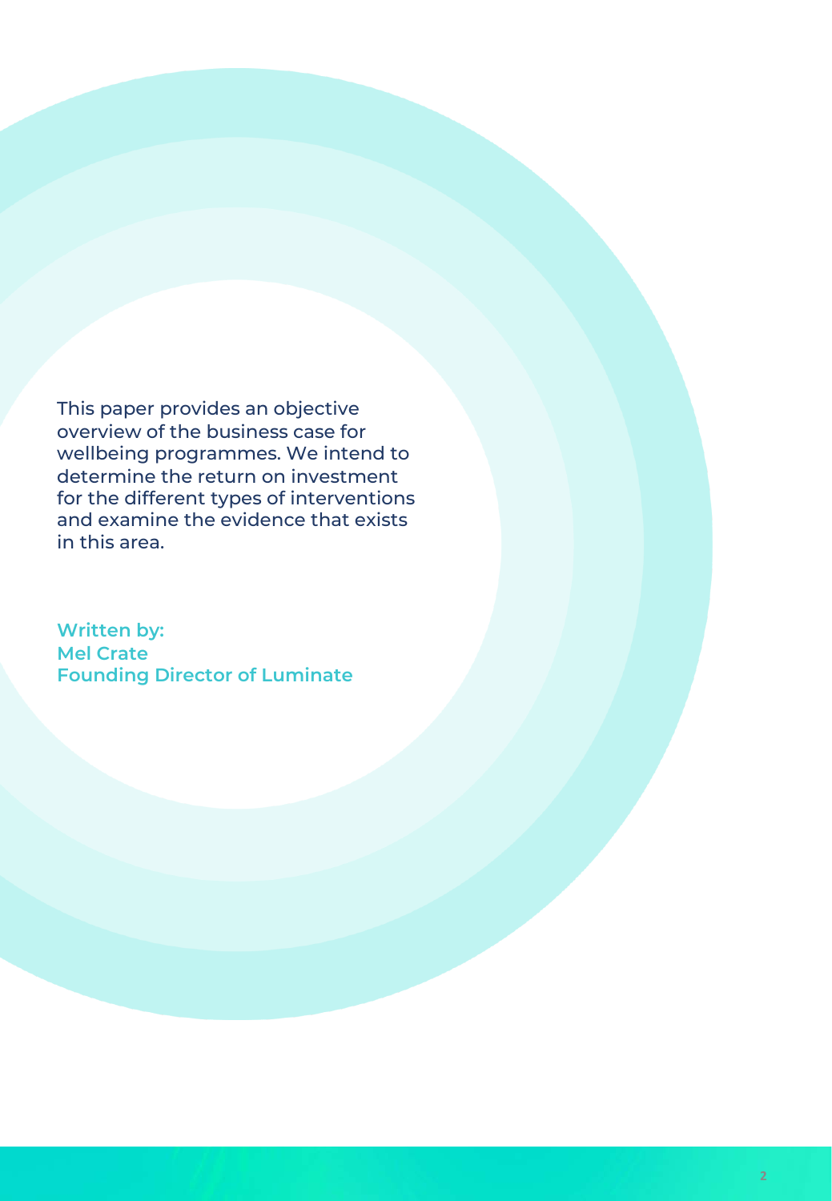This paper provides an objective overview of the business case for wellbeing programmes. We intend to determine the return on investment for the different types of interventions and examine the evidence that exists in this area.

**Written by:**
**Mel Crate**
**Founding Director of Luminate**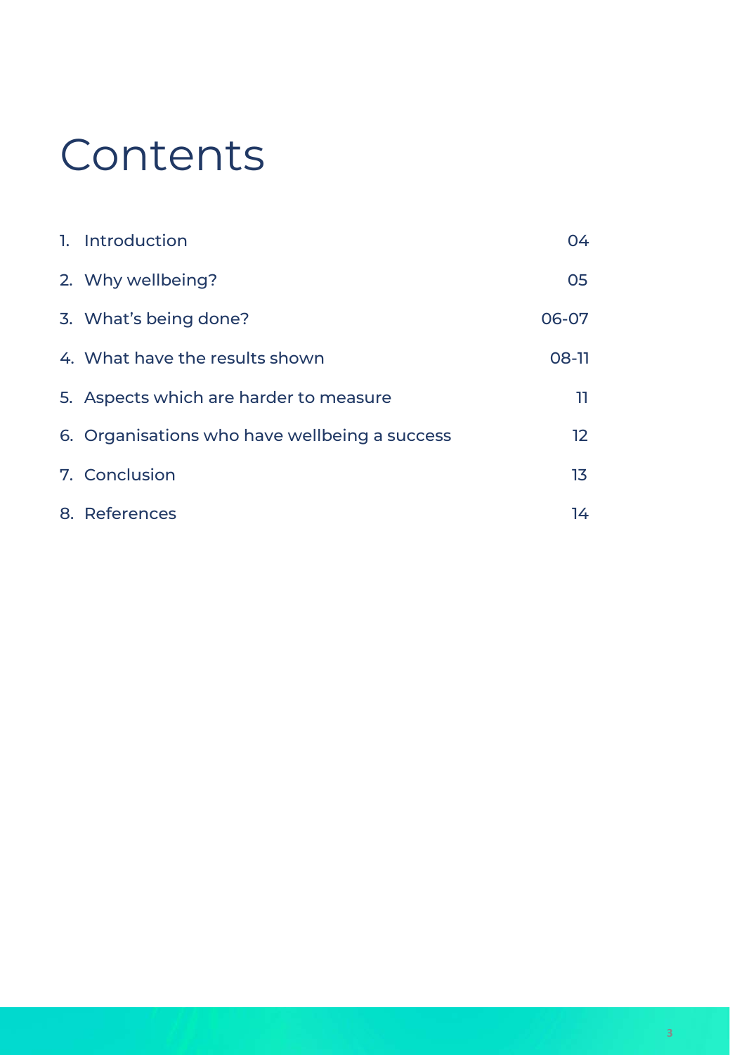# Contents

| | |
|---|---|
| 1. Introduction | 04 |
| 2. Why wellbeing? | 05 |
| 3. What's being done? | 06-07 |
| 4. What have the results shown | 08-11 |
| 5. Aspects which are harder to measure | 11 |
| 6. Organisations who have wellbeing a success | 12 |
| 7. Conclusion | 13 |
| 8. References | 14 |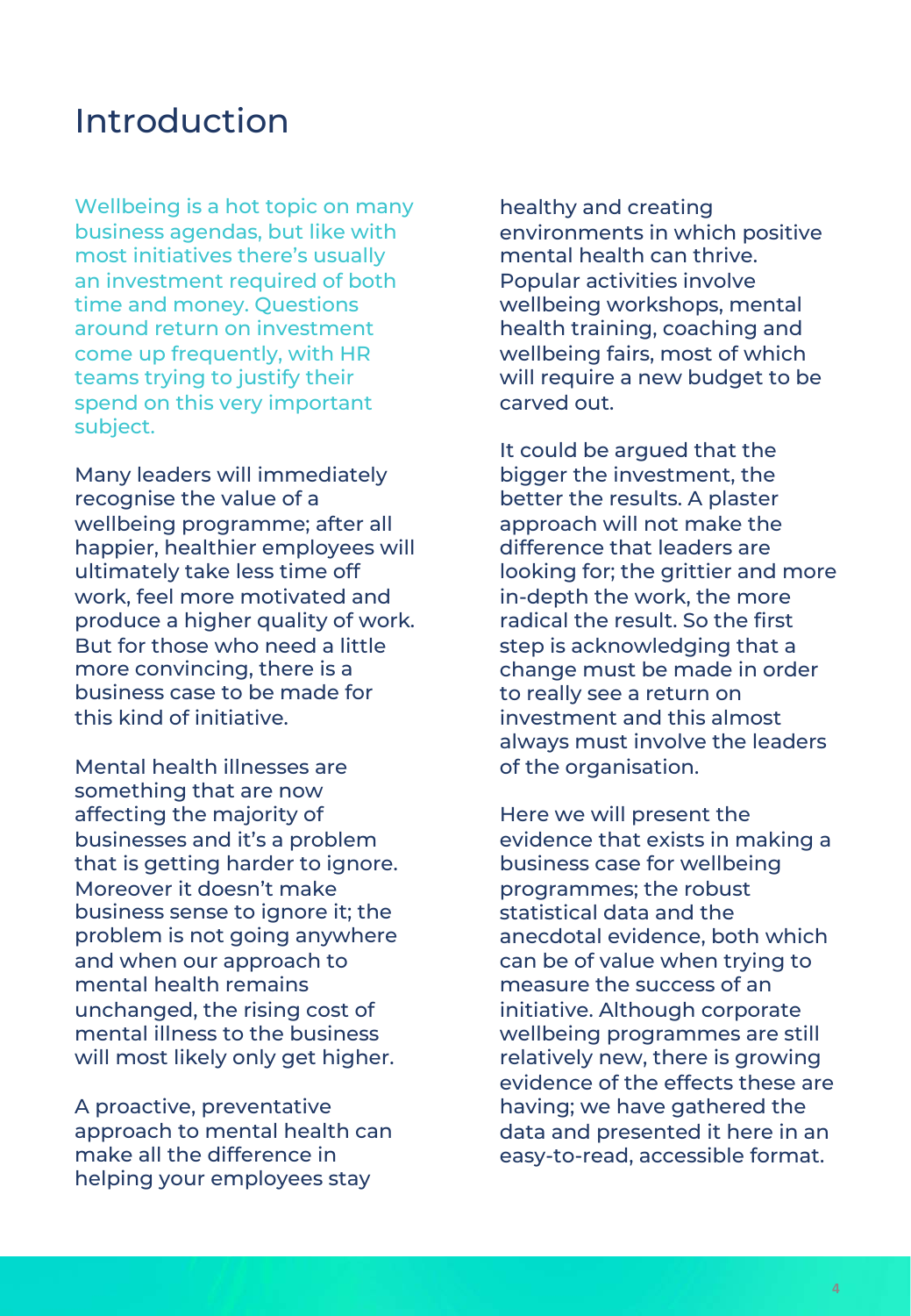# Introduction

Wellbeing is a hot topic on many business agendas, but like with most initiatives there's usually an investment required of both time and money. Questions around return on investment come up frequently, with HR teams trying to justify their spend on this very important subject.

Many leaders will immediately recognise the value of a wellbeing programme; after all happier, healthier employees will ultimately take less time off work, feel more motivated and produce a higher quality of work. But for those who need a little more convincing, there is a business case to be made for this kind of initiative.

Mental health illnesses are something that are now affecting the majority of businesses and it's a problem that is getting harder to ignore. Moreover it doesn't make business sense to ignore it; the problem is not going anywhere and when our approach to mental health remains unchanged, the rising cost of mental illness to the business will most likely only get higher.

A proactive, preventative approach to mental health can make all the difference in helping your employees stay healthy and creating environments in which positive mental health can thrive. Popular activities involve wellbeing workshops, mental health training, coaching and wellbeing fairs, most of which will require a new budget to be carved out.

It could be argued that the bigger the investment, the better the results. A plaster approach will not make the difference that leaders are looking for; the grittier and more in-depth the work, the more radical the result. So the first step is acknowledging that a change must be made in order to really see a return on investment and this almost always must involve the leaders of the organisation.

Here we will present the evidence that exists in making a business case for wellbeing programmes; the robust statistical data and the anecdotal evidence, both which can be of value when trying to measure the success of an initiative. Although corporate wellbeing programmes are still relatively new, there is growing evidence of the effects these are having; we have gathered the data and presented it here in an easy-to-read, accessible format.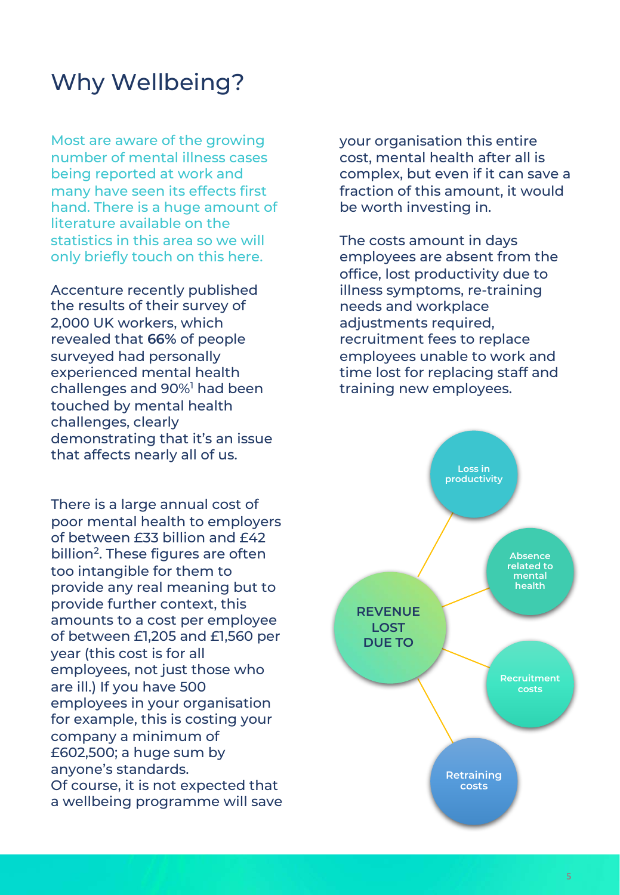# Why Wellbeing?

Most are aware of the growing number of mental illness cases being reported at work and many have seen its effects first hand. There is a huge amount of literature available on the statistics in this area so we will only briefly touch on this here.

Accenture recently published the results of their survey of 2,000 UK workers, which revealed that **66%** of people surveyed had personally experienced mental health challenges and 90%[1] had been touched by mental health challenges, clearly demonstrating that it's an issue that affects nearly all of us.

There is a large annual cost of poor mental health to employers of between £33 billion and £42 billion[2]. These figures are often too intangible for them to provide any real meaning but to provide further context, this amounts to a cost per employee of between £1,205 and £1,560 per year (this cost is for all employees, not just those who are ill.) If you have 500 employees in your organisation for example, this is costing your company a minimum of £602,500; a huge sum by anyone's standards.
Of course, it is not expected that a wellbeing programme will save your organisation this entire cost, mental health after all is complex, but even if it can save a fraction of this amount, it would be worth investing in.

The costs amount in days employees are absent from the office, lost productivity due to illness symptoms, re-training needs and workplace adjustments required, recruitment fees to replace employees unable to work and time lost for replacing staff and training new employees.

**REVENUE LOST DUE TO**

- Loss in productivity
- Absence related to mental health
- Recruitment costs
- Retraining costs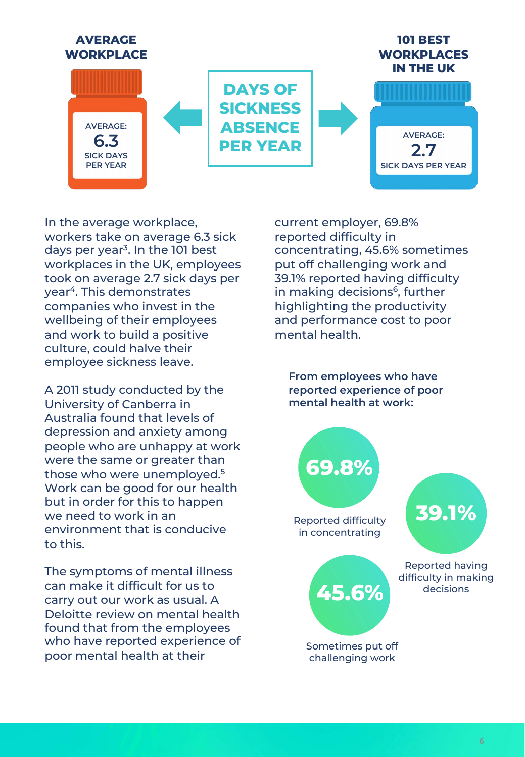**AVERAGE WORKPLACE**

AVERAGE: **6.3** SICK DAYS PER YEAR

**DAYS OF SICKNESS ABSENCE PER YEAR**

**101 BEST WORKPLACES IN THE UK**

AVERAGE: **2.7** SICK DAYS PER YEAR

In the average workplace, workers take on average 6.3 sick days per year[3]. In the 101 best workplaces in the UK, employees took on average 2.7 sick days per year[4]. This demonstrates companies who invest in the wellbeing of their employees and work to build a positive culture, could halve their employee sickness leave.

A 2011 study conducted by the University of Canberra in Australia found that levels of depression and anxiety among people who are unhappy at work were the same or greater than those who were unemployed.[5] Work can be good for our health but in order for this to happen we need to work in an environment that is conducive to this.

The symptoms of mental illness can make it difficult for us to carry out our work as usual. A Deloitte review on mental health found that from the employees who have reported experience of poor mental health at their current employer, 69.8% reported difficulty in concentrating, 45.6% sometimes put off challenging work and 39.1% reported having difficulty in making decisions[6], further highlighting the productivity and performance cost to poor mental health.

**From employees who have reported experience of poor mental health at work:**

- **69.8%** Reported difficulty in concentrating
- **39.1%** Reported having difficulty in making decisions
- **45.6%** Sometimes put off challenging work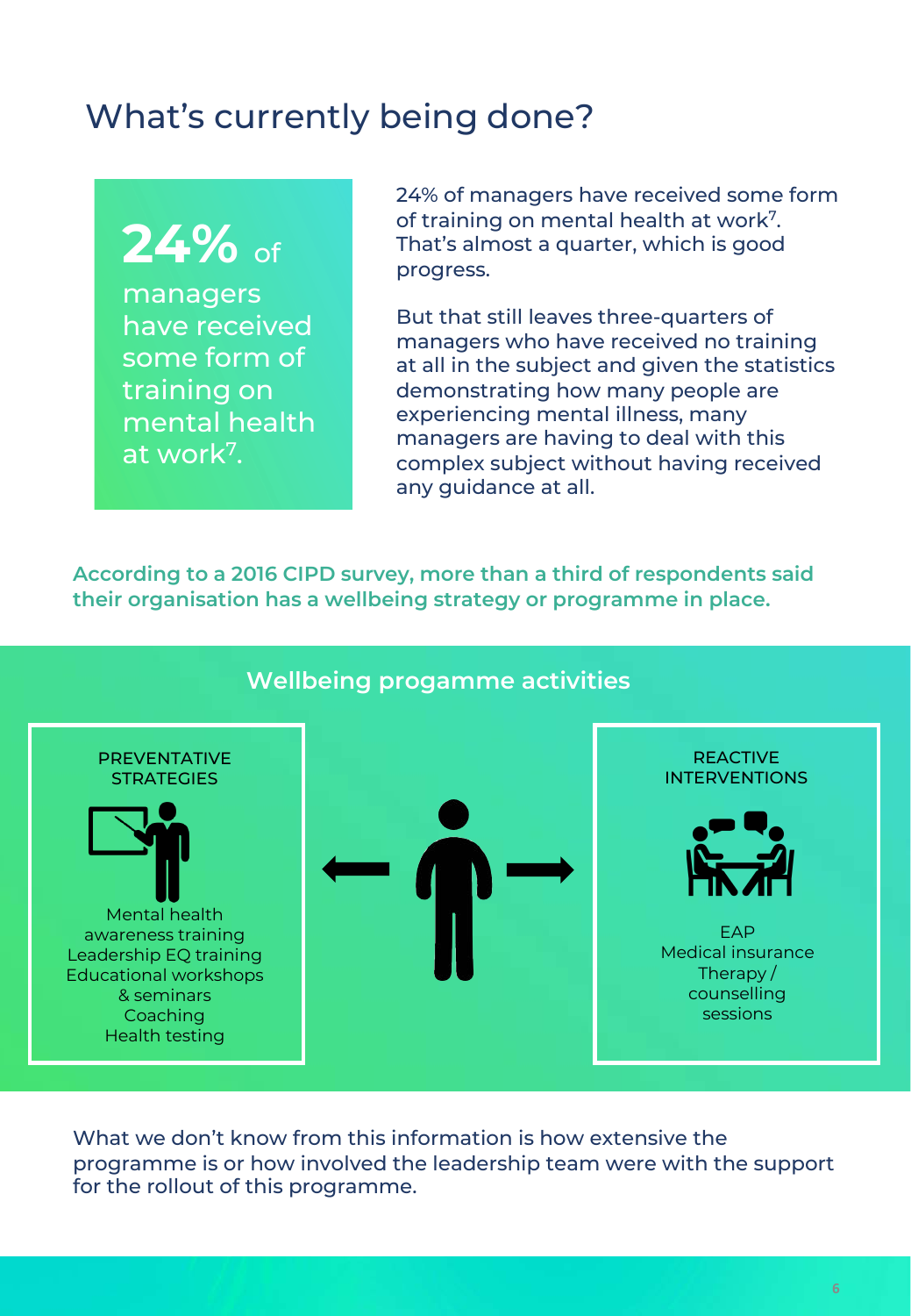# What's currently being done?

**24%** of managers have received some form of training on mental health at work[7].

24% of managers have received some form of training on mental health at work[7]. That's almost a quarter, which is good progress.

But that still leaves three-quarters of managers who have received no training at all in the subject and given the statistics demonstrating how many people are experiencing mental illness, many managers are having to deal with this complex subject without having received any guidance at all.

**According to a 2016 CIPD survey, more than a third of respondents said their organisation has a wellbeing strategy or programme in place.**

## Wellbeing progamme activities

**PREVENTATIVE STRATEGIES**

- Mental health awareness training
- Leadership EQ training
- Educational workshops & seminars
- Coaching
- Health testing

**REACTIVE INTERVENTIONS**

- EAP
- Medical insurance
- Therapy / counselling sessions

What we don't know from this information is how extensive the programme is or how involved the leadership team were with the support for the rollout of this programme.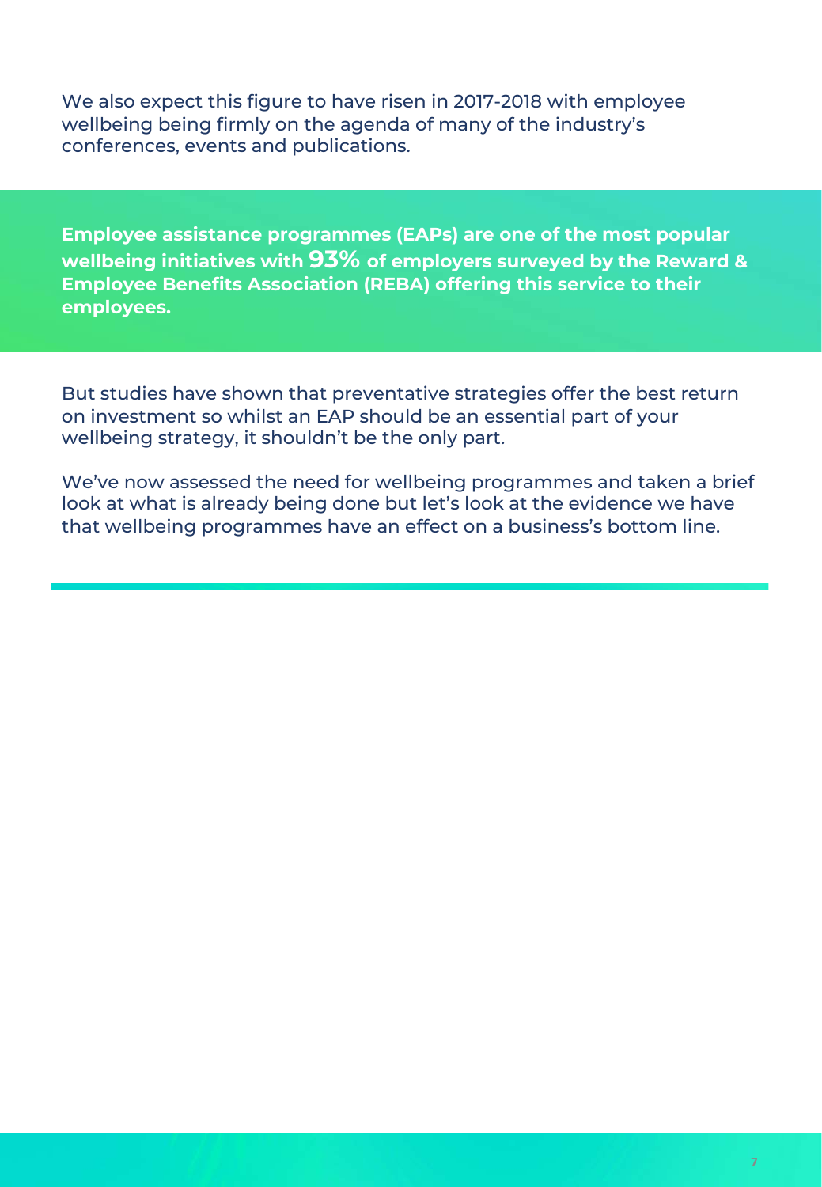We also expect this figure to have risen in 2017-2018 with employee wellbeing being firmly on the agenda of many of the industry's conferences, events and publications.

**Employee assistance programmes (EAPs) are one of the most popular wellbeing initiatives with 93% of employers surveyed by the Reward & Employee Benefits Association (REBA) offering this service to their employees.**

But studies have shown that preventative strategies offer the best return on investment so whilst an EAP should be an essential part of your wellbeing strategy, it shouldn't be the only part.

We've now assessed the need for wellbeing programmes and taken a brief look at what is already being done but let's look at the evidence we have that wellbeing programmes have an effect on a business's bottom line.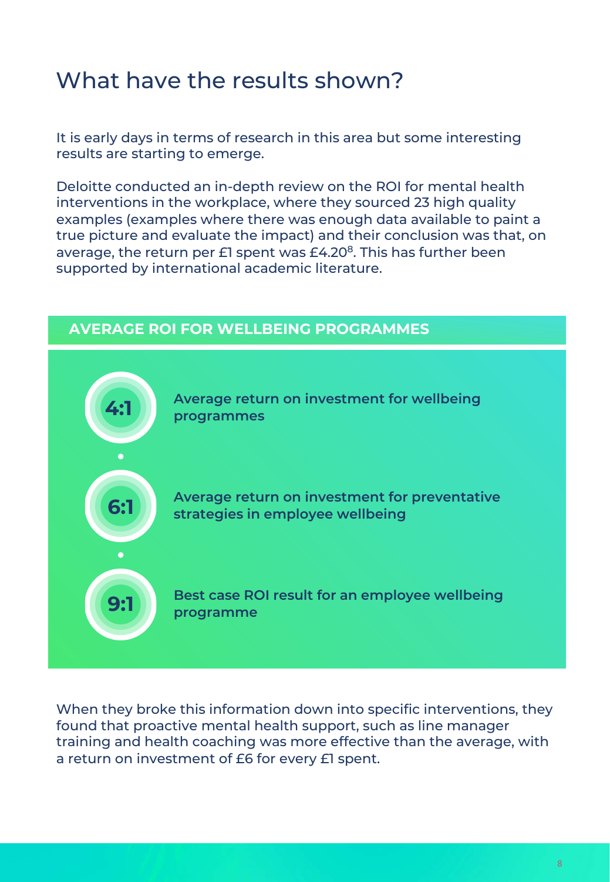# What have the results shown?

It is early days in terms of research in this area but some interesting results are starting to emerge.

Deloitte conducted an in-depth review on the ROI for mental health interventions in the workplace, where they sourced 23 high quality examples (examples where there was enough data available to paint a true picture and evaluate the impact) and their conclusion was that, on average, the return per £1 spent was £4.20[8]. This has further been supported by international academic literature.

## AVERAGE ROI FOR WELLBEING PROGRAMMES

**4:1** — **Average return on investment for wellbeing programmes**

**6:1** — **Average return on investment for preventative strategies in employee wellbeing**

**9:1** — **Best case ROI result for an employee wellbeing programme**

When they broke this information down into specific interventions, they found that proactive mental health support, such as line manager training and health coaching was more effective than the average, with a return on investment of £6 for every £1 spent.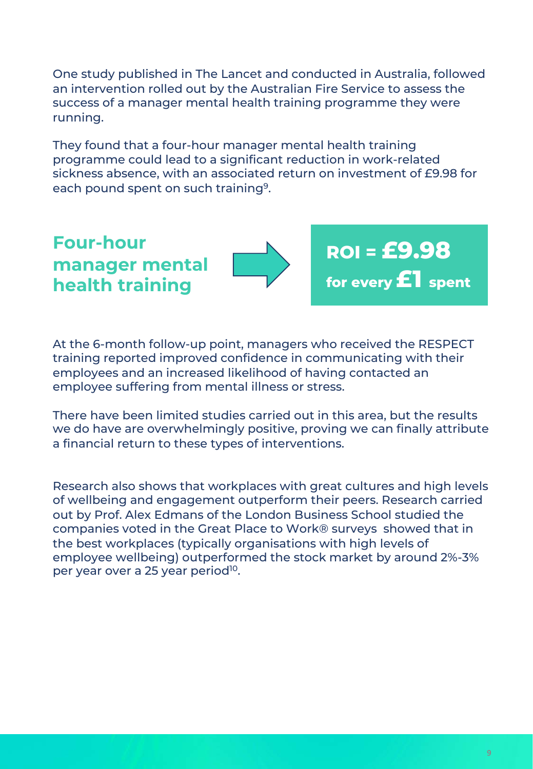One study published in The Lancet and conducted in Australia, followed an intervention rolled out by the Australian Fire Service to assess the success of a manager mental health training programme they were running.

They found that a four-hour manager mental health training programme could lead to a significant reduction in work-related sickness absence, with an associated return on investment of £9.98 for each pound spent on such training[9].

**Four-hour manager mental health training** → **ROI = £9.98 for every £1 spent**

At the 6-month follow-up point, managers who received the RESPECT training reported improved confidence in communicating with their employees and an increased likelihood of having contacted an employee suffering from mental illness or stress.

There have been limited studies carried out in this area, but the results we do have are overwhelmingly positive, proving we can finally attribute a financial return to these types of interventions.

Research also shows that workplaces with great cultures and high levels of wellbeing and engagement outperform their peers. Research carried out by Prof. Alex Edmans of the London Business School studied the companies voted in the Great Place to Work® surveys showed that in the best workplaces (typically organisations with high levels of employee wellbeing) outperformed the stock market by around 2%-3% per year over a 25 year period[10].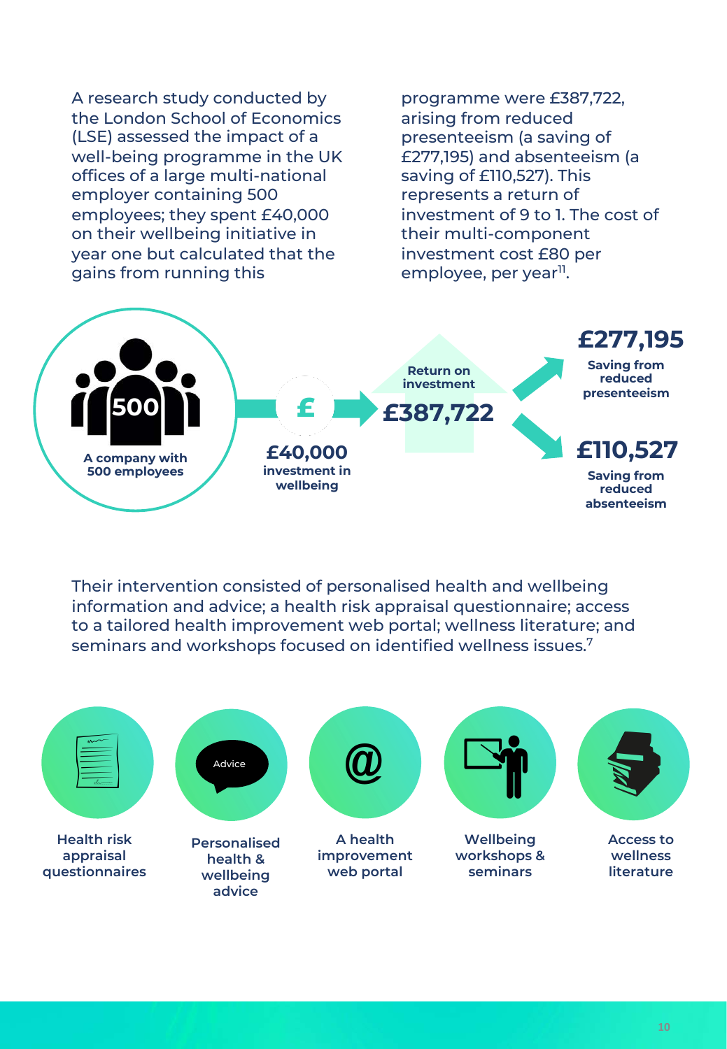A research study conducted by the London School of Economics (LSE) assessed the impact of a well-being programme in the UK offices of a large multi-national employer containing 500 employees; they spent £40,000 on their wellbeing initiative in year one but calculated that the gains from running this programme were £387,722, arising from reduced presenteeism (a saving of £277,195) and absenteeism (a saving of £110,527). This represents a return of investment of 9 to 1. The cost of their multi-component investment cost £80 per employee, per year[11].

500

A company with 500 employees

£

**£40,000**
investment in wellbeing

Return on investment
**£387,722**

**£277,195**
Saving from reduced presenteeism

**£110,527**
Saving from reduced absenteeism

Their intervention consisted of personalised health and wellbeing information and advice; a health risk appraisal questionnaire; access to a tailored health improvement web portal; wellness literature; and seminars and workshops focused on identified wellness issues.[7]

- Health risk appraisal questionnaires
- Advice — Personalised health & wellbeing advice
- @ — A health improvement web portal
- Wellbeing workshops & seminars
- Access to wellness literature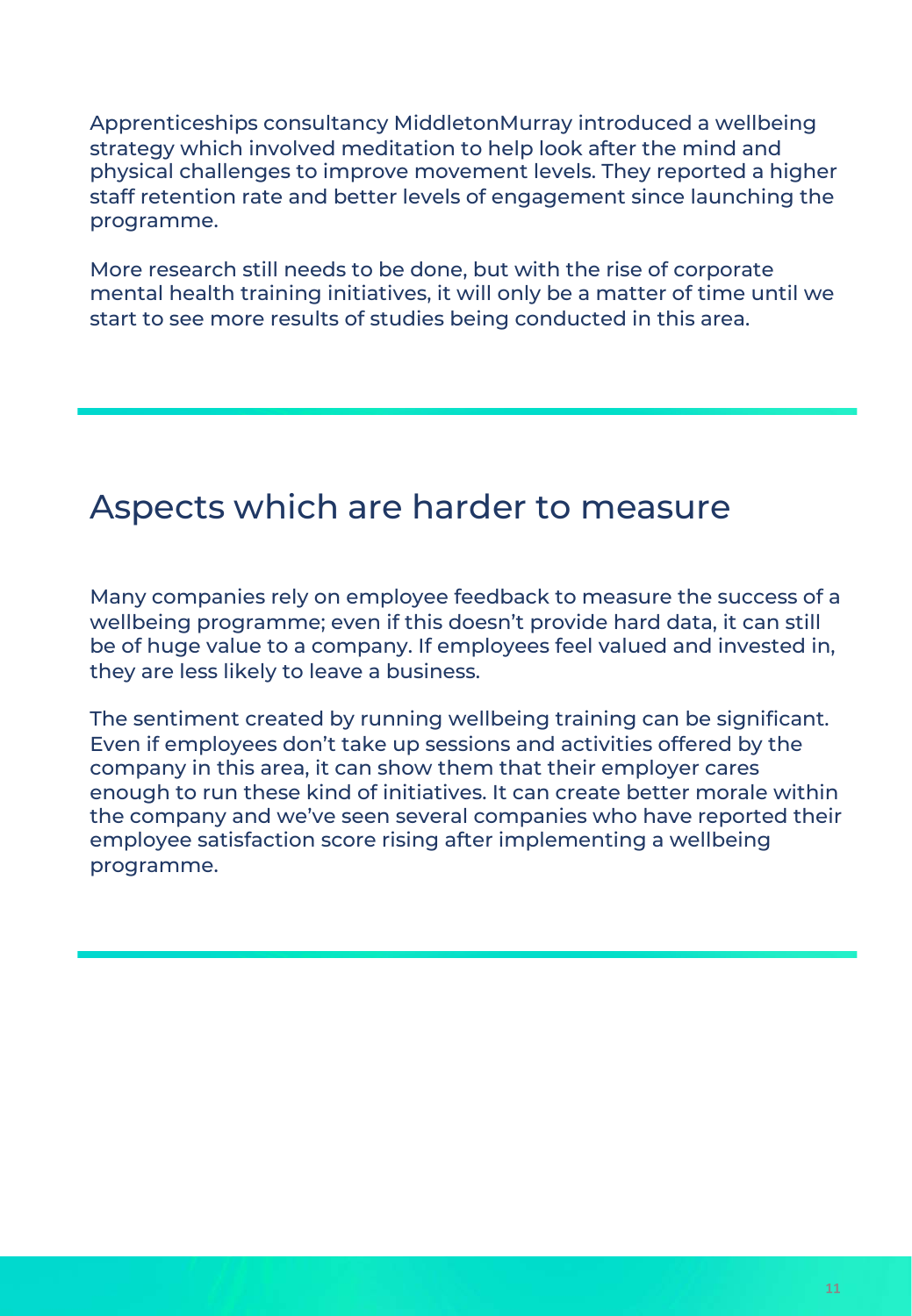Apprenticeships consultancy MiddletonMurray introduced a wellbeing strategy which involved meditation to help look after the mind and physical challenges to improve movement levels. They reported a higher staff retention rate and better levels of engagement since launching the programme.

More research still needs to be done, but with the rise of corporate mental health training initiatives, it will only be a matter of time until we start to see more results of studies being conducted in this area.

## Aspects which are harder to measure

Many companies rely on employee feedback to measure the success of a wellbeing programme; even if this doesn't provide hard data, it can still be of huge value to a company. If employees feel valued and invested in, they are less likely to leave a business.

The sentiment created by running wellbeing training can be significant. Even if employees don't take up sessions and activities offered by the company in this area, it can show them that their employer cares enough to run these kind of initiatives. It can create better morale within the company and we've seen several companies who have reported their employee satisfaction score rising after implementing a wellbeing programme.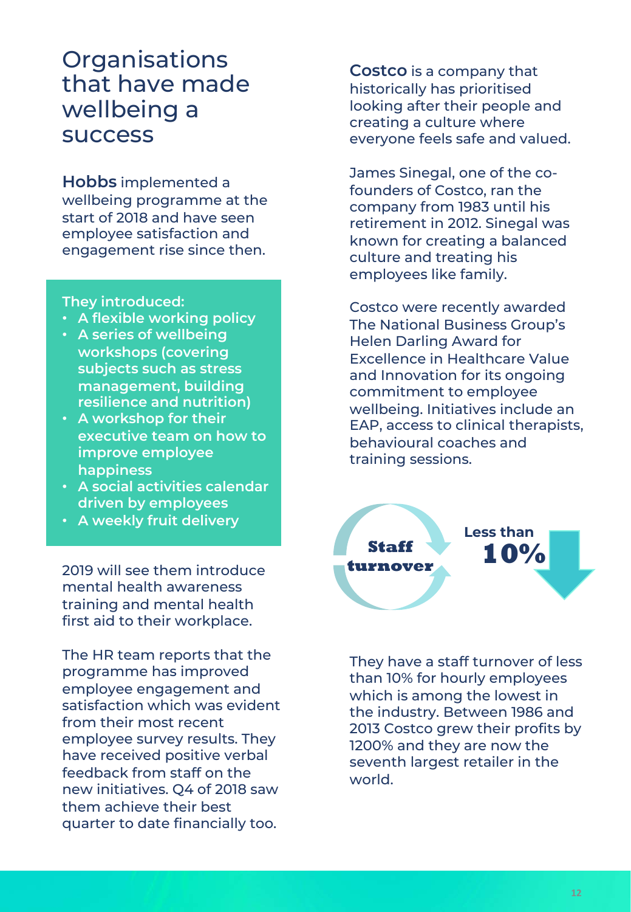# Organisations that have made wellbeing a success

**Hobbs** implemented a wellbeing programme at the start of 2018 and have seen employee satisfaction and engagement rise since then.

**They introduced:**

- A flexible working policy
- A series of wellbeing workshops (covering subjects such as stress management, building resilience and nutrition)
- A workshop for their executive team on how to improve employee happiness
- A social activities calendar driven by employees
- A weekly fruit delivery

2019 will see them introduce mental health awareness training and mental health first aid to their workplace.

The HR team reports that the programme has improved employee engagement and satisfaction which was evident from their most recent employee survey results. They have received positive verbal feedback from staff on the new initiatives. Q4 of 2018 saw them achieve their best quarter to date financially too.

**Costco** is a company that historically has prioritised looking after their people and creating a culture where everyone feels safe and valued.

James Sinegal, one of the co-founders of Costco, ran the company from 1983 until his retirement in 2012. Sinegal was known for creating a balanced culture and treating his employees like family.

Costco were recently awarded The National Business Group's Helen Darling Award for Excellence in Healthcare Value and Innovation for its ongoing commitment to employee wellbeing. Initiatives include an EAP, access to clinical therapists, behavioural coaches and training sessions.

**Staff turnover** — Less than **10%**

They have a staff turnover of less than 10% for hourly employees which is among the lowest in the industry. Between 1986 and 2013 Costco grew their profits by 1200% and they are now the seventh largest retailer in the world.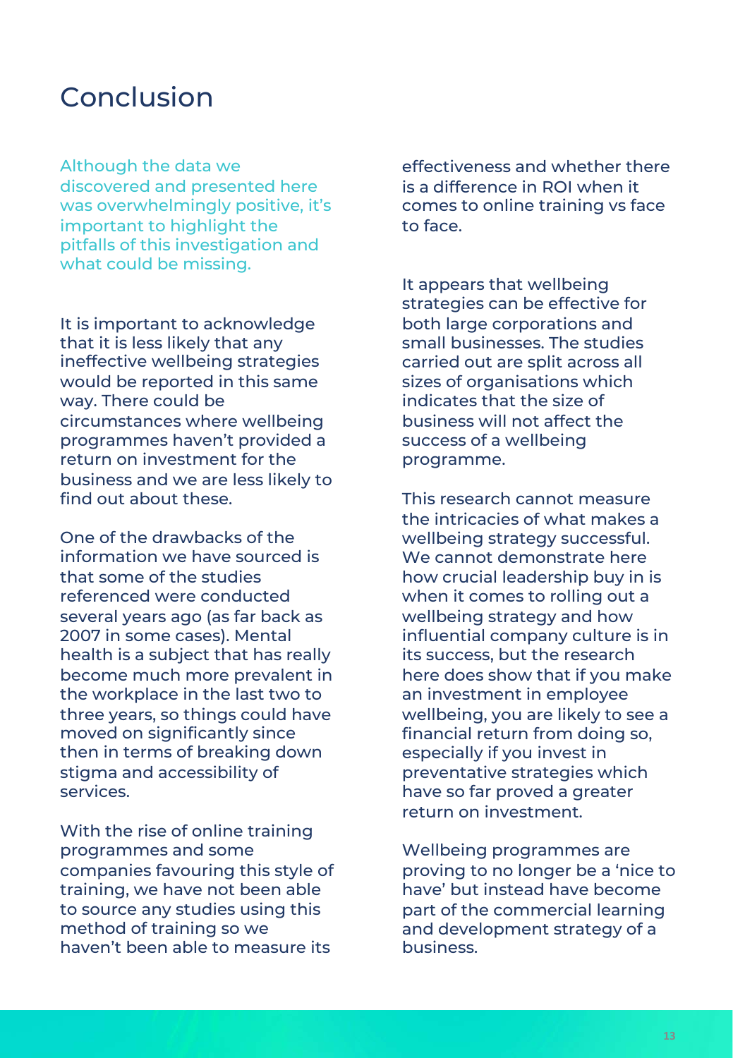# Conclusion

Although the data we discovered and presented here was overwhelmingly positive, it's important to highlight the pitfalls of this investigation and what could be missing.

It is important to acknowledge that it is less likely that any ineffective wellbeing strategies would be reported in this same way. There could be circumstances where wellbeing programmes haven't provided a return on investment for the business and we are less likely to find out about these.

One of the drawbacks of the information we have sourced is that some of the studies referenced were conducted several years ago (as far back as 2007 in some cases). Mental health is a subject that has really become much more prevalent in the workplace in the last two to three years, so things could have moved on significantly since then in terms of breaking down stigma and accessibility of services.

With the rise of online training programmes and some companies favouring this style of training, we have not been able to source any studies using this method of training so we haven't been able to measure its effectiveness and whether there is a difference in ROI when it comes to online training vs face to face.

It appears that wellbeing strategies can be effective for both large corporations and small businesses. The studies carried out are split across all sizes of organisations which indicates that the size of business will not affect the success of a wellbeing programme.

This research cannot measure the intricacies of what makes a wellbeing strategy successful. We cannot demonstrate here how crucial leadership buy in is when it comes to rolling out a wellbeing strategy and how influential company culture is in its success, but the research here does show that if you make an investment in employee wellbeing, you are likely to see a financial return from doing so, especially if you invest in preventative strategies which have so far proved a greater return on investment.

Wellbeing programmes are proving to no longer be a 'nice to have' but instead have become part of the commercial learning and development strategy of a business.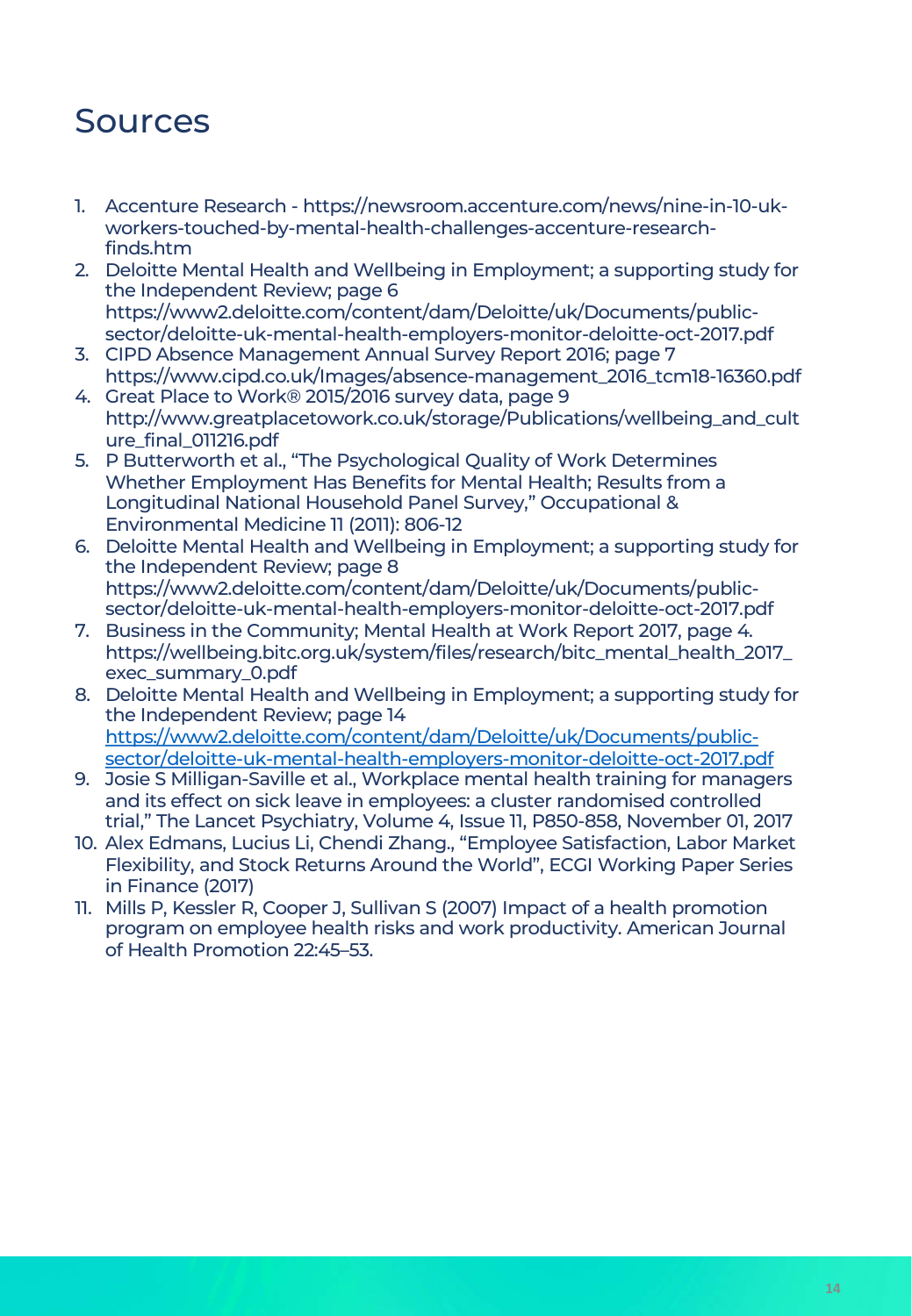# Sources

1. Accenture Research - https://newsroom.accenture.com/news/nine-in-10-uk-workers-touched-by-mental-health-challenges-accenture-research-finds.htm
2. Deloitte Mental Health and Wellbeing in Employment; a supporting study for the Independent Review; page 6 https://www2.deloitte.com/content/dam/Deloitte/uk/Documents/public-sector/deloitte-uk-mental-health-employers-monitor-deloitte-oct-2017.pdf
3. CIPD Absence Management Annual Survey Report 2016; page 7 https://www.cipd.co.uk/Images/absence-management_2016_tcm18-16360.pdf
4. Great Place to Work® 2015/2016 survey data, page 9 http://www.greatplacetowork.co.uk/storage/Publications/wellbeing_and_culture_final_011216.pdf
5. P Butterworth et al., "The Psychological Quality of Work Determines Whether Employment Has Benefits for Mental Health; Results from a Longitudinal National Household Panel Survey," Occupational & Environmental Medicine 11 (2011): 806-12
6. Deloitte Mental Health and Wellbeing in Employment; a supporting study for the Independent Review; page 8 https://www2.deloitte.com/content/dam/Deloitte/uk/Documents/public-sector/deloitte-uk-mental-health-employers-monitor-deloitte-oct-2017.pdf
7. Business in the Community; Mental Health at Work Report 2017, page 4. https://wellbeing.bitc.org.uk/system/files/research/bitc_mental_health_2017_exec_summary_0.pdf
8. Deloitte Mental Health and Wellbeing in Employment; a supporting study for the Independent Review; page 14 https://www2.deloitte.com/content/dam/Deloitte/uk/Documents/public-sector/deloitte-uk-mental-health-employers-monitor-deloitte-oct-2017.pdf
9. Josie S Milligan-Saville et al., Workplace mental health training for managers and its effect on sick leave in employees: a cluster randomised controlled trial," The Lancet Psychiatry, Volume 4, Issue 11, P850-858, November 01, 2017
10. Alex Edmans, Lucius Li, Chendi Zhang., "Employee Satisfaction, Labor Market Flexibility, and Stock Returns Around the World", ECGI Working Paper Series in Finance (2017)
11. Mills P, Kessler R, Cooper J, Sullivan S (2007) Impact of a health promotion program on employee health risks and work productivity. American Journal of Health Promotion 22:45–53.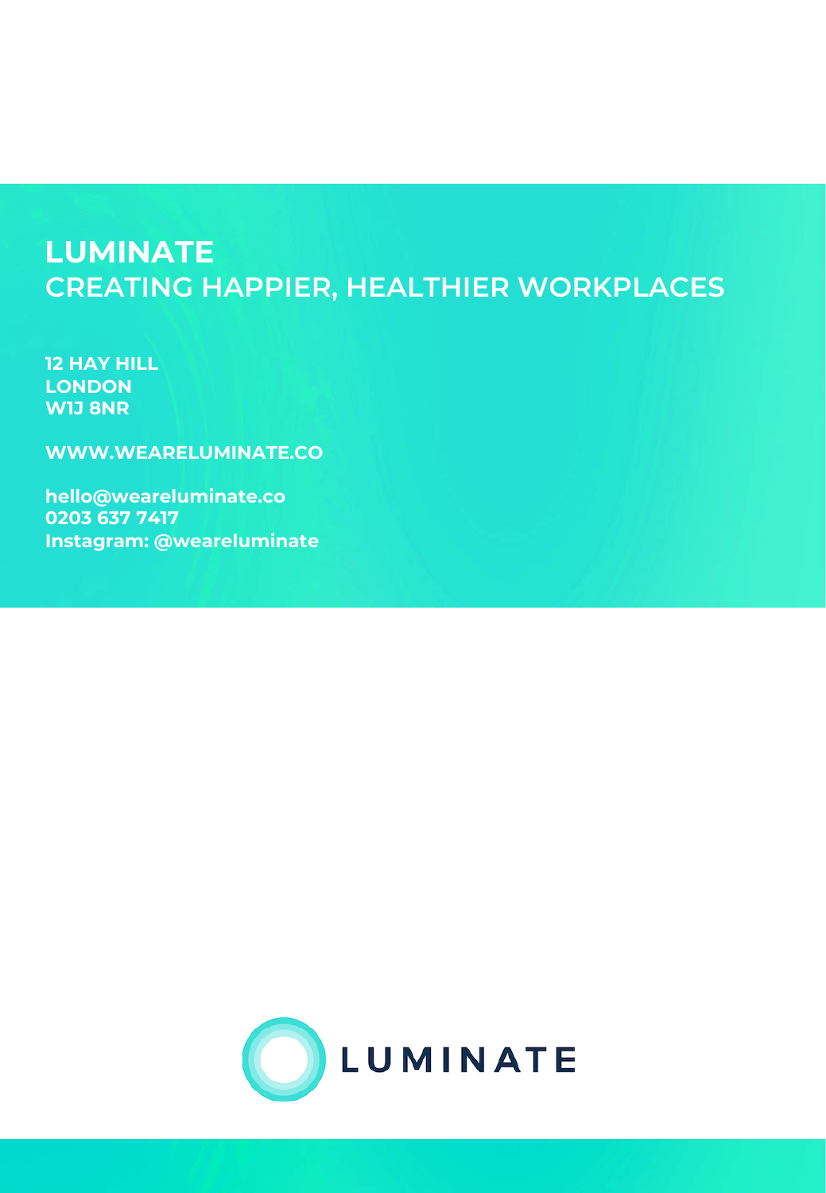# LUMINATE

## CREATING HAPPIER, HEALTHIER WORKPLACES

**12 HAY HILL**
**LONDON**
**W1J 8NR**

**WWW.WEARELUMINATE.CO**

**hello@weareluminate.co**
**0203 637 7417**
**Instagram: @weareluminate**

LUMINATE